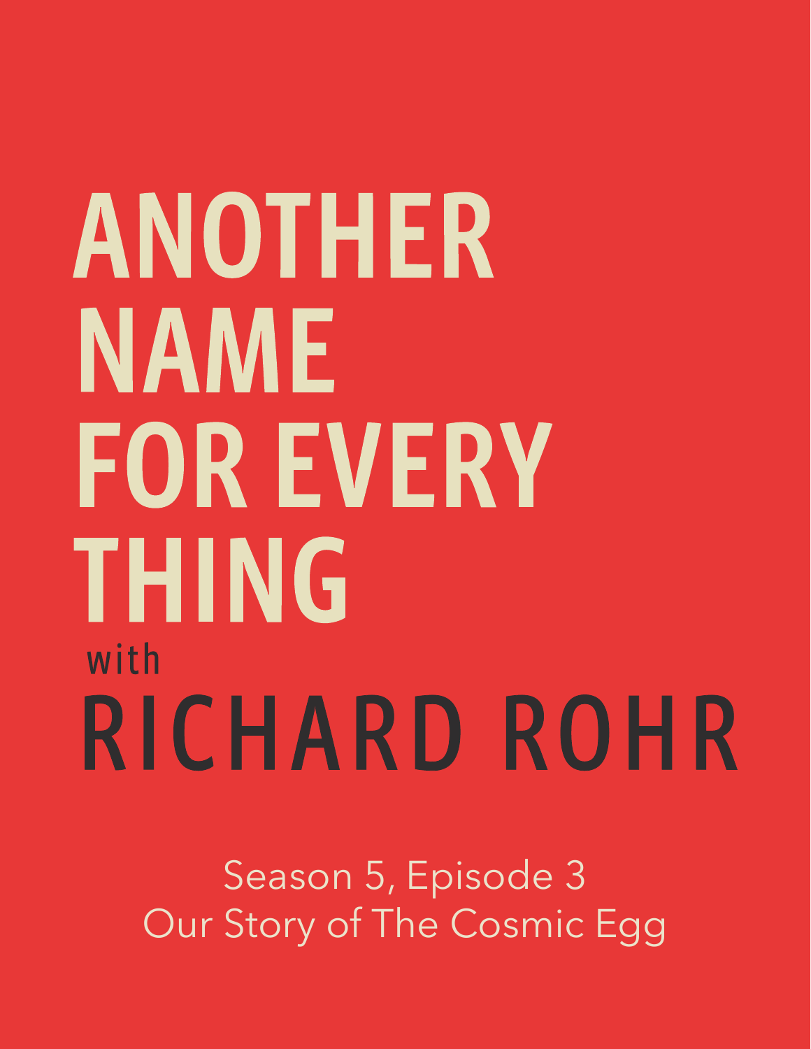# ANOTHER NAME FOR EVERY THING

with

# RICHARD ROHR

Season 5, Episode 3

Our Story of The Cosmic Egg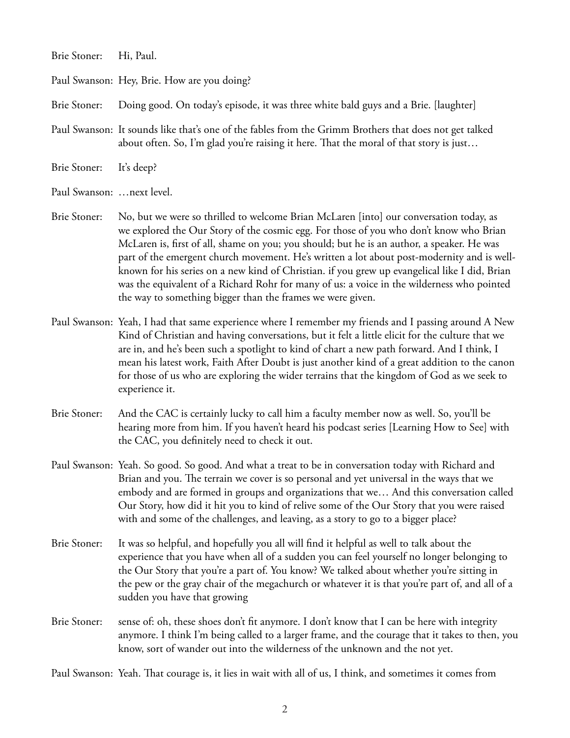Brie Stoner: Hi, Paul.

Paul Swanson: Hey, Brie. How are you doing?

Brie Stoner: Doing good. On today's episode, it was three white bald guys and a Brie. [laughter]

Paul Swanson: It sounds like that's one of the fables from the Grimm Brothers that does not get talked about often. So, I'm glad you're raising it here. That the moral of that story is just…

Brie Stoner: It's deep?

Paul Swanson: …next level.

Brie Stoner: No, but we were so thrilled to welcome Brian McLaren [into] our conversation today, as we explored the Our Story of the cosmic egg. For those of you who don't know who Brian McLaren is, first of all, shame on you; you should; but he is an author, a speaker. He was part of the emergent church movement. He's written a lot about post-modernity and is well-known for his series on a new kind of Christian. if you grew up evangelical like I did, Brian was the equivalent of a Richard Rohr for many of us: a voice in the wilderness who pointed the way to something bigger than the frames we were given.

Paul Swanson: Yeah, I had that same experience where I remember my friends and I passing around A New Kind of Christian and having conversations, but it felt a little elicit for the culture that we are in, and he's been such a spotlight to kind of chart a new path forward. And I think, I mean his latest work, Faith After Doubt is just another kind of a great addition to the canon for those of us who are exploring the wider terrains that the kingdom of God as we seek to experience it.

Brie Stoner: And the CAC is certainly lucky to call him a faculty member now as well. So, you'll be hearing more from him. If you haven't heard his podcast series [Learning How to See] with the CAC, you definitely need to check it out.

Paul Swanson: Yeah. So good. So good. And what a treat to be in conversation today with Richard and Brian and you. The terrain we cover is so personal and yet universal in the ways that we embody and are formed in groups and organizations that we… And this conversation called Our Story, how did it hit you to kind of relive some of the Our Story that you were raised with and some of the challenges, and leaving, as a story to go to a bigger place?

Brie Stoner: It was so helpful, and hopefully you all will find it helpful as well to talk about the experience that you have when all of a sudden you can feel yourself no longer belonging to the Our Story that you're a part of. You know? We talked about whether you're sitting in the pew or the gray chair of the megachurch or whatever it is that you're part of, and all of a sudden you have that growing

Brie Stoner: sense of: oh, these shoes don't fit anymore. I don't know that I can be here with integrity anymore. I think I'm being called to a larger frame, and the courage that it takes to then, you know, sort of wander out into the wilderness of the unknown and the not yet.

Paul Swanson: Yeah. That courage is, it lies in wait with all of us, I think, and sometimes it comes from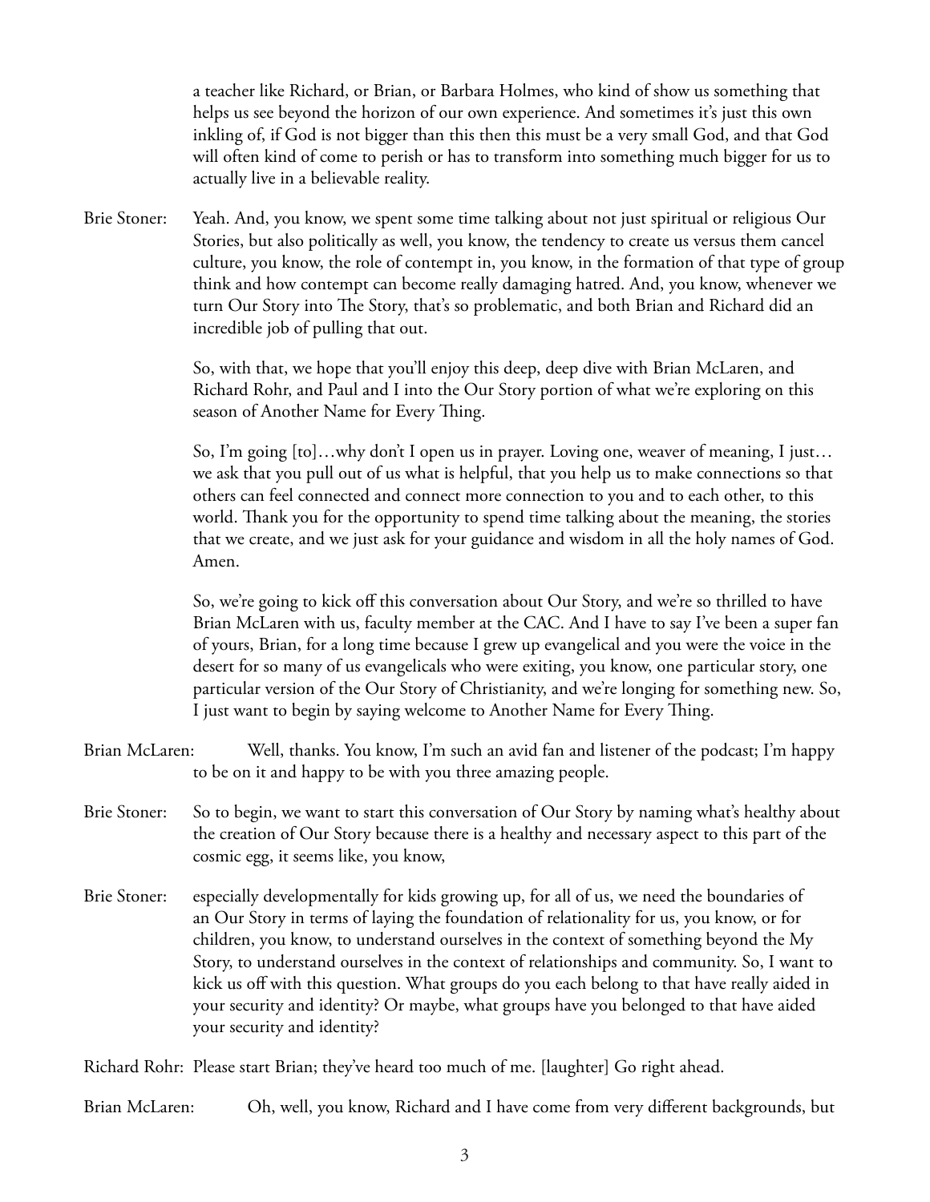a teacher like Richard, or Brian, or Barbara Holmes, who kind of show us something that helps us see beyond the horizon of our own experience. And sometimes it's just this own inkling of, if God is not bigger than this then this must be a very small God, and that God will often kind of come to perish or has to transform into something much bigger for us to actually live in a believable reality.

Brie Stoner: Yeah. And, you know, we spent some time talking about not just spiritual or religious Our Stories, but also politically as well, you know, the tendency to create us versus them cancel culture, you know, the role of contempt in, you know, in the formation of that type of group think and how contempt can become really damaging hatred. And, you know, whenever we turn Our Story into The Story, that's so problematic, and both Brian and Richard did an incredible job of pulling that out.

So, with that, we hope that you'll enjoy this deep, deep dive with Brian McLaren, and Richard Rohr, and Paul and I into the Our Story portion of what we're exploring on this season of Another Name for Every Thing.

So, I'm going [to]…why don't I open us in prayer. Loving one, weaver of meaning, I just… we ask that you pull out of us what is helpful, that you help us to make connections so that others can feel connected and connect more connection to you and to each other, to this world. Thank you for the opportunity to spend time talking about the meaning, the stories that we create, and we just ask for your guidance and wisdom in all the holy names of God. Amen.

So, we're going to kick off this conversation about Our Story, and we're so thrilled to have Brian McLaren with us, faculty member at the CAC. And I have to say I've been a super fan of yours, Brian, for a long time because I grew up evangelical and you were the voice in the desert for so many of us evangelicals who were exiting, you know, one particular story, one particular version of the Our Story of Christianity, and we're longing for something new. So, I just want to begin by saying welcome to Another Name for Every Thing.

Brian McLaren: Well, thanks. You know, I'm such an avid fan and listener of the podcast; I'm happy to be on it and happy to be with you three amazing people.

Brie Stoner: So to begin, we want to start this conversation of Our Story by naming what's healthy about the creation of Our Story because there is a healthy and necessary aspect to this part of the cosmic egg, it seems like, you know,

Brie Stoner: especially developmentally for kids growing up, for all of us, we need the boundaries of an Our Story in terms of laying the foundation of relationality for us, you know, or for children, you know, to understand ourselves in the context of something beyond the My Story, to understand ourselves in the context of relationships and community. So, I want to kick us off with this question. What groups do you each belong to that have really aided in your security and identity? Or maybe, what groups have you belonged to that have aided your security and identity?

Richard Rohr: Please start Brian; they've heard too much of me. [laughter] Go right ahead.

Brian McLaren: Oh, well, you know, Richard and I have come from very different backgrounds, but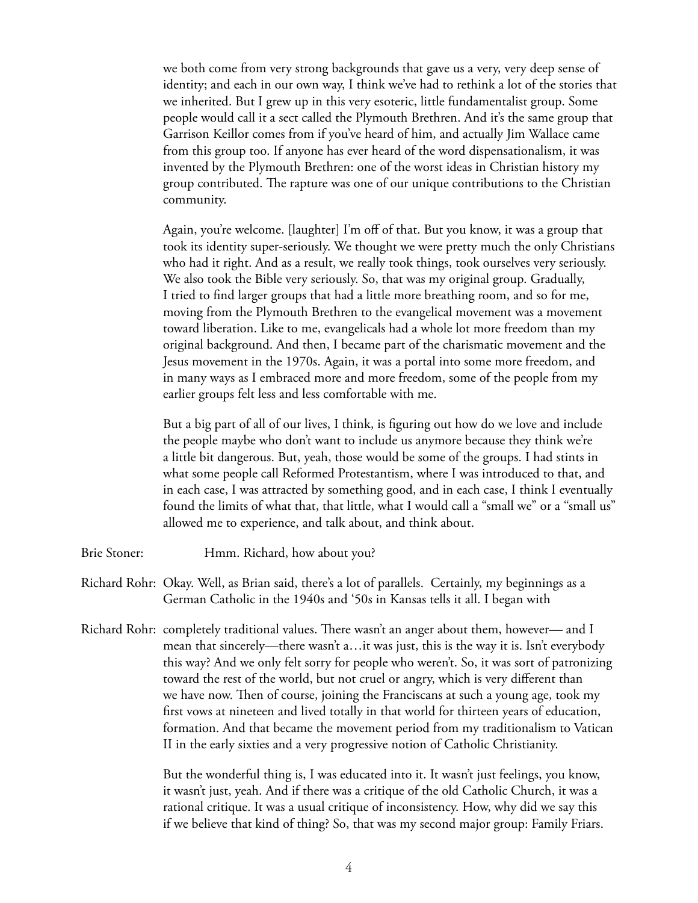we both come from very strong backgrounds that gave us a very, very deep sense of identity; and each in our own way, I think we've had to rethink a lot of the stories that we inherited. But I grew up in this very esoteric, little fundamentalist group. Some people would call it a sect called the Plymouth Brethren. And it's the same group that Garrison Keillor comes from if you've heard of him, and actually Jim Wallace came from this group too. If anyone has ever heard of the word dispensationalism, it was invented by the Plymouth Brethren: one of the worst ideas in Christian history my group contributed. The rapture was one of our unique contributions to the Christian community.

Again, you're welcome. [laughter] I'm off of that. But you know, it was a group that took its identity super-seriously. We thought we were pretty much the only Christians who had it right. And as a result, we really took things, took ourselves very seriously. We also took the Bible very seriously. So, that was my original group. Gradually, I tried to find larger groups that had a little more breathing room, and so for me, moving from the Plymouth Brethren to the evangelical movement was a movement toward liberation. Like to me, evangelicals had a whole lot more freedom than my original background. And then, I became part of the charismatic movement and the Jesus movement in the 1970s. Again, it was a portal into some more freedom, and in many ways as I embraced more and more freedom, some of the people from my earlier groups felt less and less comfortable with me.

But a big part of all of our lives, I think, is figuring out how do we love and include the people maybe who don't want to include us anymore because they think we're a little bit dangerous. But, yeah, those would be some of the groups. I had stints in what some people call Reformed Protestantism, where I was introduced to that, and in each case, I was attracted by something good, and in each case, I think I eventually found the limits of what that, that little, what I would call a "small we" or a "small us" allowed me to experience, and talk about, and think about.

Brie Stoner: Hmm. Richard, how about you?

Richard Rohr: Okay. Well, as Brian said, there's a lot of parallels. Certainly, my beginnings as a German Catholic in the 1940s and '50s in Kansas tells it all. I began with

Richard Rohr: completely traditional values. There wasn't an anger about them, however— and I mean that sincerely—there wasn't a…it was just, this is the way it is. Isn't everybody this way? And we only felt sorry for people who weren't. So, it was sort of patronizing toward the rest of the world, but not cruel or angry, which is very different than we have now. Then of course, joining the Franciscans at such a young age, took my first vows at nineteen and lived totally in that world for thirteen years of education, formation. And that became the movement period from my traditionalism to Vatican II in the early sixties and a very progressive notion of Catholic Christianity.

But the wonderful thing is, I was educated into it. It wasn't just feelings, you know, it wasn't just, yeah. And if there was a critique of the old Catholic Church, it was a rational critique. It was a usual critique of inconsistency. How, why did we say this if we believe that kind of thing? So, that was my second major group: Family Friars.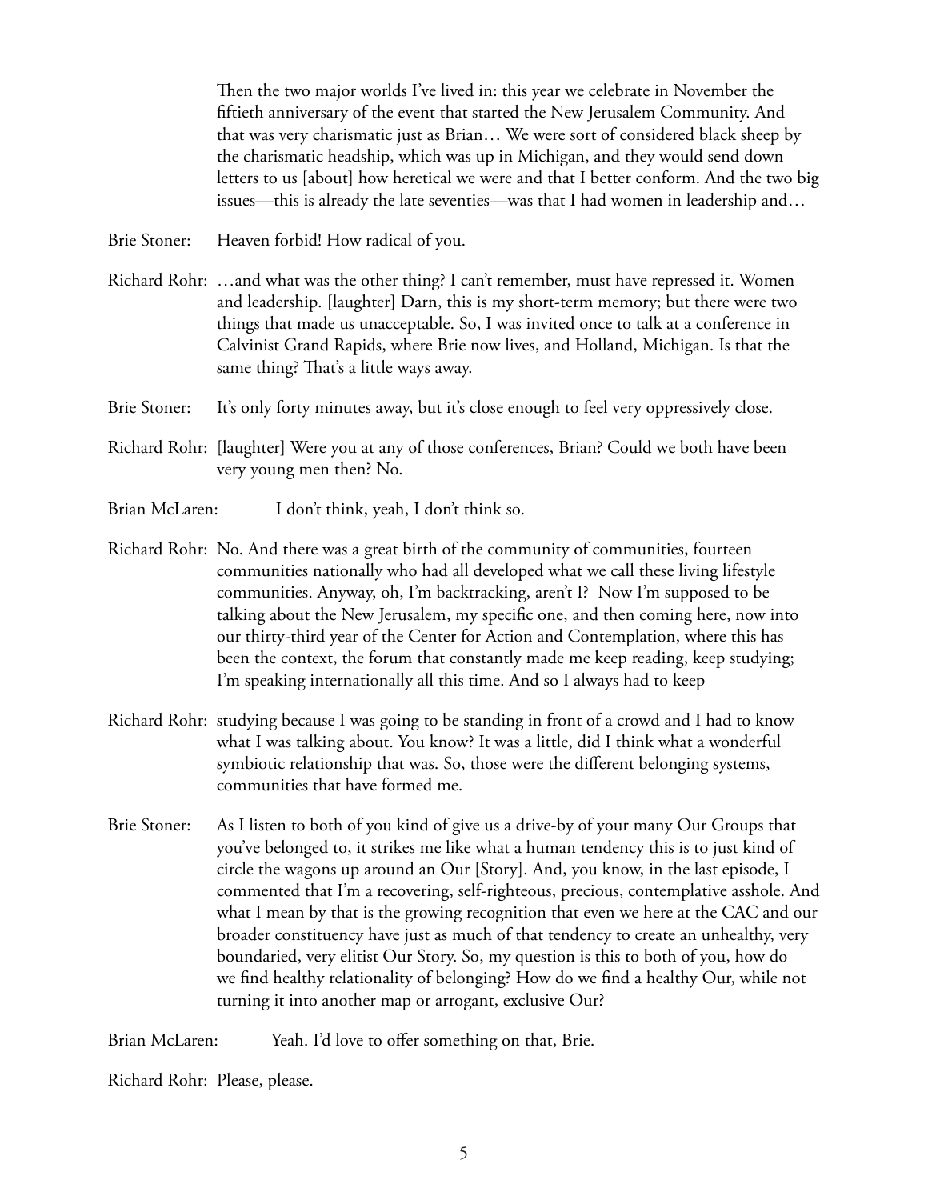Then the two major worlds I've lived in: this year we celebrate in November the fiftieth anniversary of the event that started the New Jerusalem Community. And that was very charismatic just as Brian… We were sort of considered black sheep by the charismatic headship, which was up in Michigan, and they would send down letters to us [about] how heretical we were and that I better conform. And the two big issues—this is already the late seventies—was that I had women in leadership and…

Brie Stoner: Heaven forbid! How radical of you.

Richard Rohr: …and what was the other thing? I can't remember, must have repressed it. Women and leadership. [laughter] Darn, this is my short-term memory; but there were two things that made us unacceptable. So, I was invited once to talk at a conference in Calvinist Grand Rapids, where Brie now lives, and Holland, Michigan. Is that the same thing? That's a little ways away.

Brie Stoner: It's only forty minutes away, but it's close enough to feel very oppressively close.

Richard Rohr: [laughter] Were you at any of those conferences, Brian? Could we both have been very young men then? No.

Brian McLaren: I don't think, yeah, I don't think so.

Richard Rohr: No. And there was a great birth of the community of communities, fourteen communities nationally who had all developed what we call these living lifestyle communities. Anyway, oh, I'm backtracking, aren't I? Now I'm supposed to be talking about the New Jerusalem, my specific one, and then coming here, now into our thirty-third year of the Center for Action and Contemplation, where this has been the context, the forum that constantly made me keep reading, keep studying; I'm speaking internationally all this time. And so I always had to keep

Richard Rohr: studying because I was going to be standing in front of a crowd and I had to know what I was talking about. You know? It was a little, did I think what a wonderful symbiotic relationship that was. So, those were the different belonging systems, communities that have formed me.

Brie Stoner: As I listen to both of you kind of give us a drive-by of your many Our Groups that you've belonged to, it strikes me like what a human tendency this is to just kind of circle the wagons up around an Our [Story]. And, you know, in the last episode, I commented that I'm a recovering, self-righteous, precious, contemplative asshole. And what I mean by that is the growing recognition that even we here at the CAC and our broader constituency have just as much of that tendency to create an unhealthy, very boundaried, very elitist Our Story. So, my question is this to both of you, how do we find healthy relationality of belonging? How do we find a healthy Our, while not turning it into another map or arrogant, exclusive Our?

Brian McLaren: Yeah. I'd love to offer something on that, Brie.

Richard Rohr: Please, please.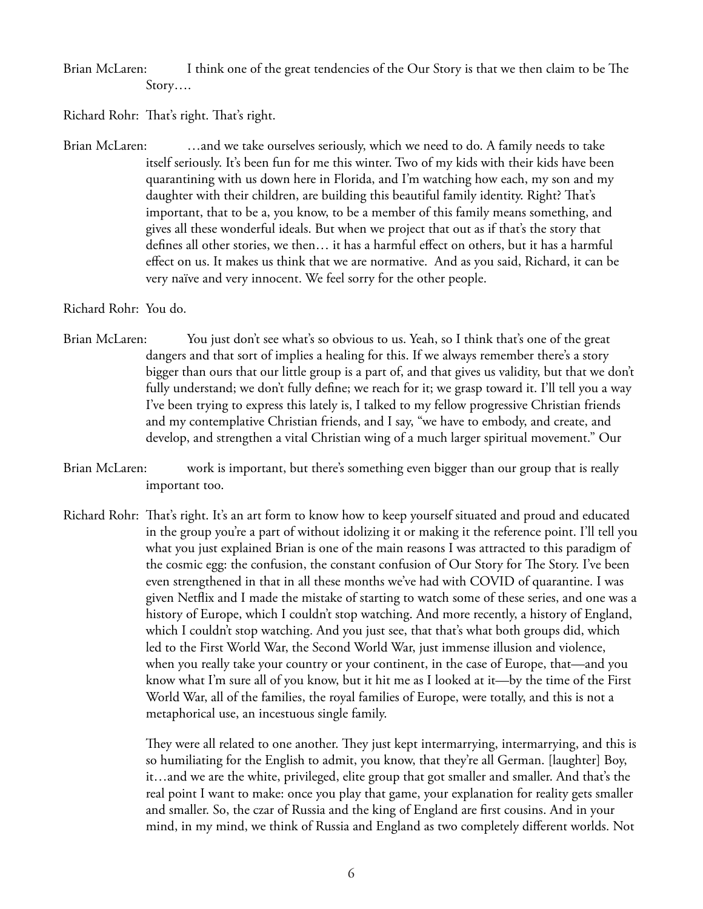Brian McLaren: I think one of the great tendencies of the Our Story is that we then claim to be The Story….

Richard Rohr: That's right. That's right.

Brian McLaren: …and we take ourselves seriously, which we need to do. A family needs to take itself seriously. It's been fun for me this winter. Two of my kids with their kids have been quarantining with us down here in Florida, and I'm watching how each, my son and my daughter with their children, are building this beautiful family identity. Right? That's important, that to be a, you know, to be a member of this family means something, and gives all these wonderful ideals. But when we project that out as if that's the story that defines all other stories, we then… it has a harmful effect on others, but it has a harmful effect on us. It makes us think that we are normative. And as you said, Richard, it can be very naïve and very innocent. We feel sorry for the other people.

Richard Rohr: You do.

Brian McLaren: You just don't see what's so obvious to us. Yeah, so I think that's one of the great dangers and that sort of implies a healing for this. If we always remember there's a story bigger than ours that our little group is a part of, and that gives us validity, but that we don't fully understand; we don't fully define; we reach for it; we grasp toward it. I'll tell you a way I've been trying to express this lately is, I talked to my fellow progressive Christian friends and my contemplative Christian friends, and I say, "we have to embody, and create, and develop, and strengthen a vital Christian wing of a much larger spiritual movement." Our

Brian McLaren: work is important, but there's something even bigger than our group that is really important too.

Richard Rohr: That's right. It's an art form to know how to keep yourself situated and proud and educated in the group you're a part of without idolizing it or making it the reference point. I'll tell you what you just explained Brian is one of the main reasons I was attracted to this paradigm of the cosmic egg: the confusion, the constant confusion of Our Story for The Story. I've been even strengthened in that in all these months we've had with COVID of quarantine. I was given Netflix and I made the mistake of starting to watch some of these series, and one was a history of Europe, which I couldn't stop watching. And more recently, a history of England, which I couldn't stop watching. And you just see, that that's what both groups did, which led to the First World War, the Second World War, just immense illusion and violence, when you really take your country or your continent, in the case of Europe, that—and you know what I'm sure all of you know, but it hit me as I looked at it—by the time of the First World War, all of the families, the royal families of Europe, were totally, and this is not a metaphorical use, an incestuous single family.

They were all related to one another. They just kept intermarrying, intermarrying, and this is so humiliating for the English to admit, you know, that they're all German. [laughter] Boy, it…and we are the white, privileged, elite group that got smaller and smaller. And that's the real point I want to make: once you play that game, your explanation for reality gets smaller and smaller. So, the czar of Russia and the king of England are first cousins. And in your mind, in my mind, we think of Russia and England as two completely different worlds. Not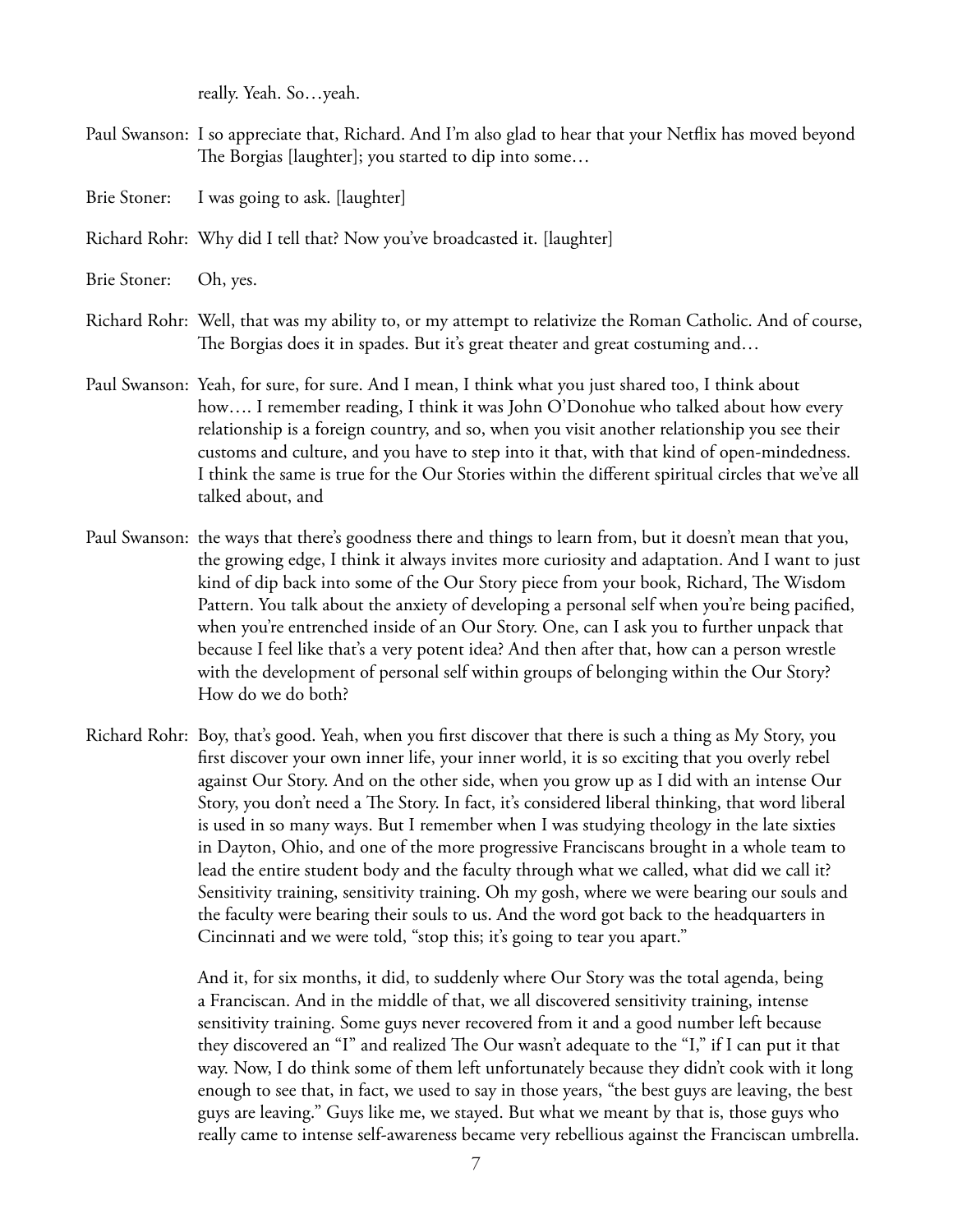really. Yeah. So…yeah.

Paul Swanson: I so appreciate that, Richard. And I'm also glad to hear that your Netflix has moved beyond The Borgias [laughter]; you started to dip into some…

Brie Stoner: I was going to ask. [laughter]

Richard Rohr: Why did I tell that? Now you've broadcasted it. [laughter]

Brie Stoner: Oh, yes.

Richard Rohr: Well, that was my ability to, or my attempt to relativize the Roman Catholic. And of course, The Borgias does it in spades. But it's great theater and great costuming and…

Paul Swanson: Yeah, for sure, for sure. And I mean, I think what you just shared too, I think about how…. I remember reading, I think it was John O'Donohue who talked about how every relationship is a foreign country, and so, when you visit another relationship you see their customs and culture, and you have to step into it that, with that kind of open-mindedness. I think the same is true for the Our Stories within the different spiritual circles that we've all talked about, and

Paul Swanson: the ways that there's goodness there and things to learn from, but it doesn't mean that you, the growing edge, I think it always invites more curiosity and adaptation. And I want to just kind of dip back into some of the Our Story piece from your book, Richard, The Wisdom Pattern. You talk about the anxiety of developing a personal self when you're being pacified, when you're entrenched inside of an Our Story. One, can I ask you to further unpack that because I feel like that's a very potent idea? And then after that, how can a person wrestle with the development of personal self within groups of belonging within the Our Story? How do we do both?

Richard Rohr: Boy, that's good. Yeah, when you first discover that there is such a thing as My Story, you first discover your own inner life, your inner world, it is so exciting that you overly rebel against Our Story. And on the other side, when you grow up as I did with an intense Our Story, you don't need a The Story. In fact, it's considered liberal thinking, that word liberal is used in so many ways. But I remember when I was studying theology in the late sixties in Dayton, Ohio, and one of the more progressive Franciscans brought in a whole team to lead the entire student body and the faculty through what we called, what did we call it? Sensitivity training, sensitivity training. Oh my gosh, where we were bearing our souls and the faculty were bearing their souls to us. And the word got back to the headquarters in Cincinnati and we were told, "stop this; it's going to tear you apart."

And it, for six months, it did, to suddenly where Our Story was the total agenda, being a Franciscan. And in the middle of that, we all discovered sensitivity training, intense sensitivity training. Some guys never recovered from it and a good number left because they discovered an "I" and realized The Our wasn't adequate to the "I," if I can put it that way. Now, I do think some of them left unfortunately because they didn't cook with it long enough to see that, in fact, we used to say in those years, "the best guys are leaving, the best guys are leaving." Guys like me, we stayed. But what we meant by that is, those guys who really came to intense self-awareness became very rebellious against the Franciscan umbrella.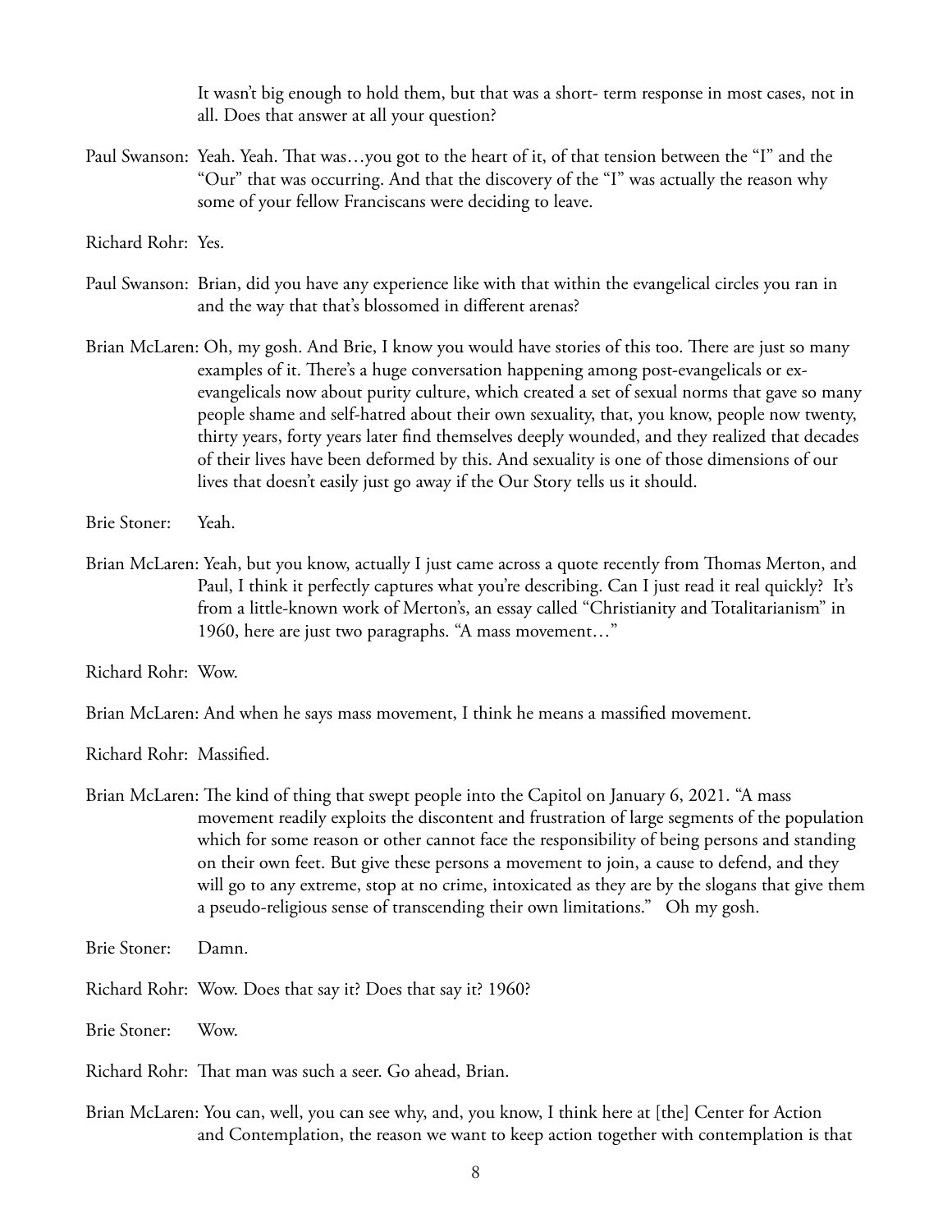It wasn't big enough to hold them, but that was a short- term response in most cases, not in all. Does that answer at all your question?

Paul Swanson: Yeah. Yeah. That was…you got to the heart of it, of that tension between the "I" and the "Our" that was occurring. And that the discovery of the "I" was actually the reason why some of your fellow Franciscans were deciding to leave.

Richard Rohr: Yes.

Paul Swanson: Brian, did you have any experience like with that within the evangelical circles you ran in and the way that that's blossomed in different arenas?

Brian McLaren: Oh, my gosh. And Brie, I know you would have stories of this too. There are just so many examples of it. There's a huge conversation happening among post-evangelicals or ex-evangelicals now about purity culture, which created a set of sexual norms that gave so many people shame and self-hatred about their own sexuality, that, you know, people now twenty, thirty years, forty years later find themselves deeply wounded, and they realized that decades of their lives have been deformed by this. And sexuality is one of those dimensions of our lives that doesn't easily just go away if the Our Story tells us it should.

Brie Stoner: Yeah.

Brian McLaren: Yeah, but you know, actually I just came across a quote recently from Thomas Merton, and Paul, I think it perfectly captures what you're describing. Can I just read it real quickly? It's from a little-known work of Merton's, an essay called "Christianity and Totalitarianism" in 1960, here are just two paragraphs. "A mass movement…"

Richard Rohr: Wow.

Brian McLaren: And when he says mass movement, I think he means a massified movement.

Richard Rohr: Massified.

Brian McLaren: The kind of thing that swept people into the Capitol on January 6, 2021. "A mass movement readily exploits the discontent and frustration of large segments of the population which for some reason or other cannot face the responsibility of being persons and standing on their own feet. But give these persons a movement to join, a cause to defend, and they will go to any extreme, stop at no crime, intoxicated as they are by the slogans that give them a pseudo-religious sense of transcending their own limitations." Oh my gosh.

Brie Stoner: Damn.

Richard Rohr: Wow. Does that say it? Does that say it? 1960?

Brie Stoner: Wow.

Richard Rohr: That man was such a seer. Go ahead, Brian.

Brian McLaren: You can, well, you can see why, and, you know, I think here at [the] Center for Action and Contemplation, the reason we want to keep action together with contemplation is that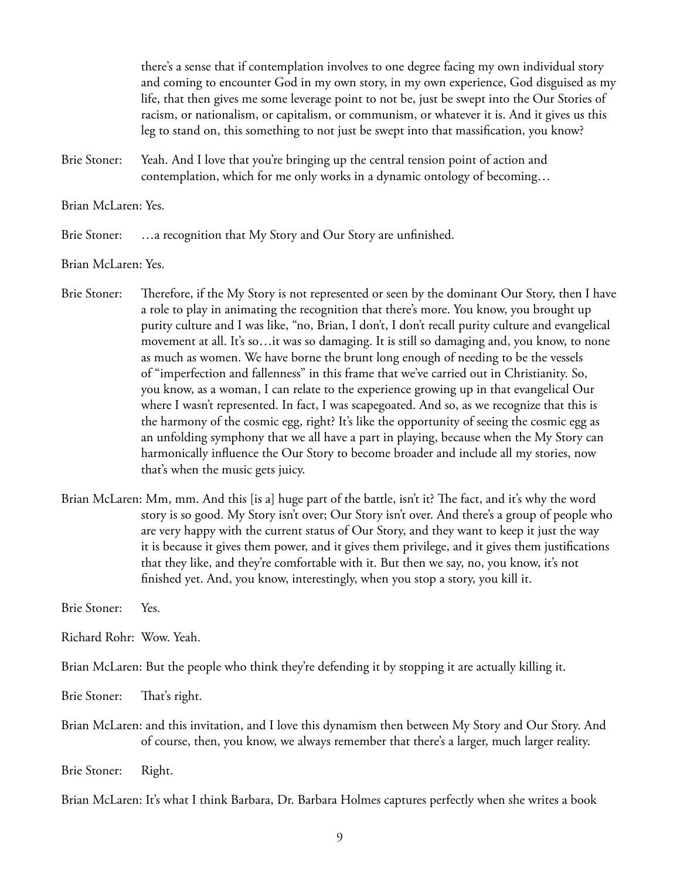there's a sense that if contemplation involves to one degree facing my own individual story and coming to encounter God in my own story, in my own experience, God disguised as my life, that then gives me some leverage point to not be, just be swept into the Our Stories of racism, or nationalism, or capitalism, or communism, or whatever it is. And it gives us this leg to stand on, this something to not just be swept into that massification, you know?

Brie Stoner: Yeah. And I love that you're bringing up the central tension point of action and contemplation, which for me only works in a dynamic ontology of becoming…

Brian McLaren: Yes.

Brie Stoner: …a recognition that My Story and Our Story are unfinished.

Brian McLaren: Yes.

Brie Stoner: Therefore, if the My Story is not represented or seen by the dominant Our Story, then I have a role to play in animating the recognition that there's more. You know, you brought up purity culture and I was like, "no, Brian, I don't, I don't recall purity culture and evangelical movement at all. It's so…it was so damaging. It is still so damaging and, you know, to none as much as women. We have borne the brunt long enough of needing to be the vessels of "imperfection and fallenness" in this frame that we've carried out in Christianity. So, you know, as a woman, I can relate to the experience growing up in that evangelical Our where I wasn't represented. In fact, I was scapegoated. And so, as we recognize that this is the harmony of the cosmic egg, right? It's like the opportunity of seeing the cosmic egg as an unfolding symphony that we all have a part in playing, because when the My Story can harmonically influence the Our Story to become broader and include all my stories, now that's when the music gets juicy.

Brian McLaren: Mm, mm. And this [is a] huge part of the battle, isn't it? The fact, and it's why the word story is so good. My Story isn't over; Our Story isn't over. And there's a group of people who are very happy with the current status of Our Story, and they want to keep it just the way it is because it gives them power, and it gives them privilege, and it gives them justifications that they like, and they're comfortable with it. But then we say, no, you know, it's not finished yet. And, you know, interestingly, when you stop a story, you kill it.

Brie Stoner: Yes.

Richard Rohr: Wow. Yeah.

Brian McLaren: But the people who think they're defending it by stopping it are actually killing it.

Brie Stoner: That's right.

Brian McLaren: and this invitation, and I love this dynamism then between My Story and Our Story. And of course, then, you know, we always remember that there's a larger, much larger reality.

Brie Stoner: Right.

Brian McLaren: It's what I think Barbara, Dr. Barbara Holmes captures perfectly when she writes a book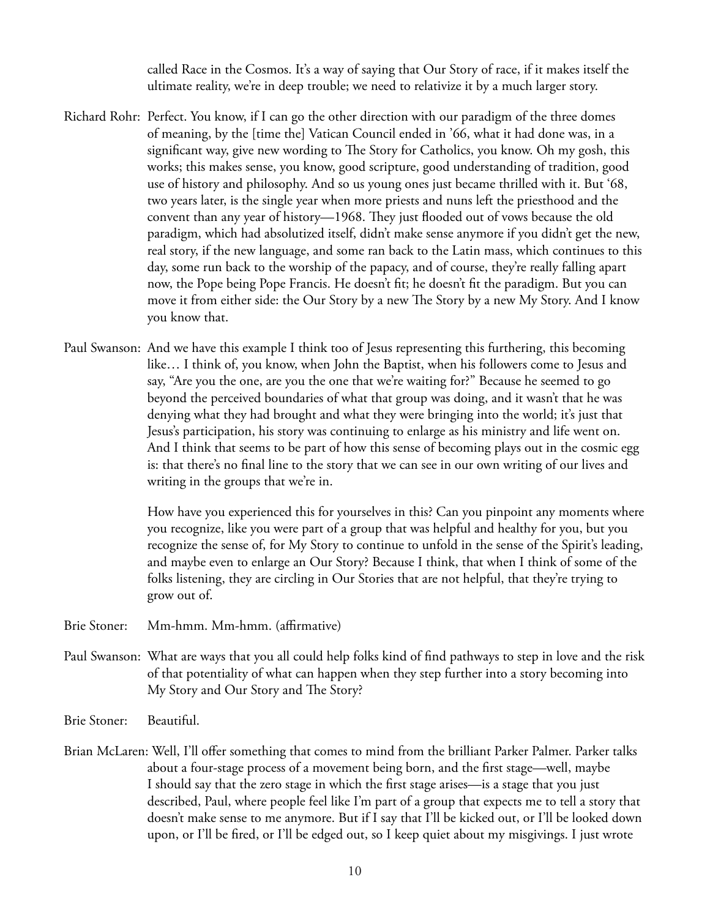called Race in the Cosmos. It's a way of saying that Our Story of race, if it makes itself the ultimate reality, we're in deep trouble; we need to relativize it by a much larger story.

Richard Rohr: Perfect. You know, if I can go the other direction with our paradigm of the three domes of meaning, by the [time the] Vatican Council ended in '66, what it had done was, in a significant way, give new wording to The Story for Catholics, you know. Oh my gosh, this works; this makes sense, you know, good scripture, good understanding of tradition, good use of history and philosophy. And so us young ones just became thrilled with it. But '68, two years later, is the single year when more priests and nuns left the priesthood and the convent than any year of history—1968. They just flooded out of vows because the old paradigm, which had absolutized itself, didn't make sense anymore if you didn't get the new, real story, if the new language, and some ran back to the Latin mass, which continues to this day, some run back to the worship of the papacy, and of course, they're really falling apart now, the Pope being Pope Francis. He doesn't fit; he doesn't fit the paradigm. But you can move it from either side: the Our Story by a new The Story by a new My Story. And I know you know that.

Paul Swanson: And we have this example I think too of Jesus representing this furthering, this becoming like… I think of, you know, when John the Baptist, when his followers come to Jesus and say, "Are you the one, are you the one that we're waiting for?" Because he seemed to go beyond the perceived boundaries of what that group was doing, and it wasn't that he was denying what they had brought and what they were bringing into the world; it's just that Jesus's participation, his story was continuing to enlarge as his ministry and life went on. And I think that seems to be part of how this sense of becoming plays out in the cosmic egg is: that there's no final line to the story that we can see in our own writing of our lives and writing in the groups that we're in.

How have you experienced this for yourselves in this? Can you pinpoint any moments where you recognize, like you were part of a group that was helpful and healthy for you, but you recognize the sense of, for My Story to continue to unfold in the sense of the Spirit's leading, and maybe even to enlarge an Our Story? Because I think, that when I think of some of the folks listening, they are circling in Our Stories that are not helpful, that they're trying to grow out of.

Brie Stoner: Mm-hmm. Mm-hmm. (affirmative)

Paul Swanson: What are ways that you all could help folks kind of find pathways to step in love and the risk of that potentiality of what can happen when they step further into a story becoming into My Story and Our Story and The Story?

Brie Stoner: Beautiful.

Brian McLaren: Well, I'll offer something that comes to mind from the brilliant Parker Palmer. Parker talks about a four-stage process of a movement being born, and the first stage—well, maybe I should say that the zero stage in which the first stage arises—is a stage that you just described, Paul, where people feel like I'm part of a group that expects me to tell a story that doesn't make sense to me anymore. But if I say that I'll be kicked out, or I'll be looked down upon, or I'll be fired, or I'll be edged out, so I keep quiet about my misgivings. I just wrote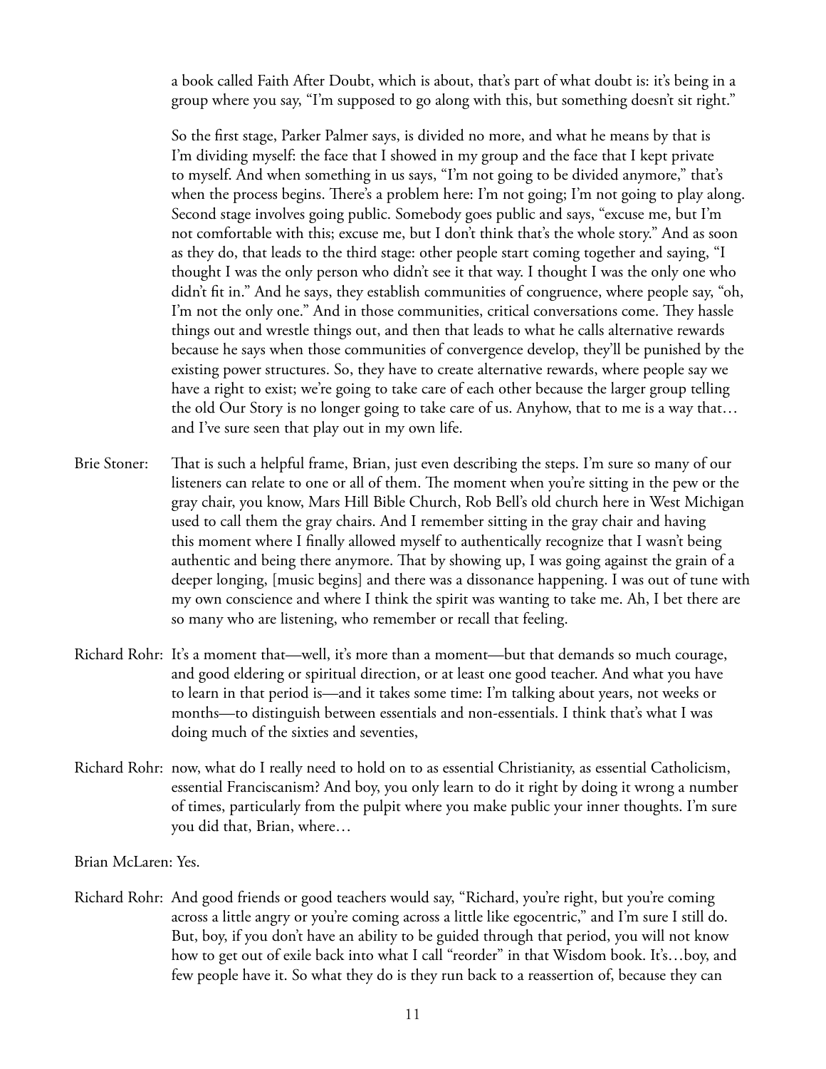a book called Faith After Doubt, which is about, that's part of what doubt is: it's being in a group where you say, "I'm supposed to go along with this, but something doesn't sit right."

So the first stage, Parker Palmer says, is divided no more, and what he means by that is I'm dividing myself: the face that I showed in my group and the face that I kept private to myself. And when something in us says, "I'm not going to be divided anymore," that's when the process begins. There's a problem here: I'm not going; I'm not going to play along. Second stage involves going public. Somebody goes public and says, "excuse me, but I'm not comfortable with this; excuse me, but I don't think that's the whole story." And as soon as they do, that leads to the third stage: other people start coming together and saying, "I thought I was the only person who didn't see it that way. I thought I was the only one who didn't fit in." And he says, they establish communities of congruence, where people say, "oh, I'm not the only one." And in those communities, critical conversations come. They hassle things out and wrestle things out, and then that leads to what he calls alternative rewards because he says when those communities of convergence develop, they'll be punished by the existing power structures. So, they have to create alternative rewards, where people say we have a right to exist; we're going to take care of each other because the larger group telling the old Our Story is no longer going to take care of us. Anyhow, that to me is a way that… and I've sure seen that play out in my own life.

Brie Stoner: That is such a helpful frame, Brian, just even describing the steps. I'm sure so many of our listeners can relate to one or all of them. The moment when you're sitting in the pew or the gray chair, you know, Mars Hill Bible Church, Rob Bell's old church here in West Michigan used to call them the gray chairs. And I remember sitting in the gray chair and having this moment where I finally allowed myself to authentically recognize that I wasn't being authentic and being there anymore. That by showing up, I was going against the grain of a deeper longing, [music begins] and there was a dissonance happening. I was out of tune with my own conscience and where I think the spirit was wanting to take me. Ah, I bet there are so many who are listening, who remember or recall that feeling.

Richard Rohr: It's a moment that—well, it's more than a moment—but that demands so much courage, and good eldering or spiritual direction, or at least one good teacher. And what you have to learn in that period is—and it takes some time: I'm talking about years, not weeks or months—to distinguish between essentials and non-essentials. I think that's what I was doing much of the sixties and seventies,

Richard Rohr: now, what do I really need to hold on to as essential Christianity, as essential Catholicism, essential Franciscanism? And boy, you only learn to do it right by doing it wrong a number of times, particularly from the pulpit where you make public your inner thoughts. I'm sure you did that, Brian, where…

Brian McLaren: Yes.

Richard Rohr: And good friends or good teachers would say, "Richard, you're right, but you're coming across a little angry or you're coming across a little like egocentric," and I'm sure I still do. But, boy, if you don't have an ability to be guided through that period, you will not know how to get out of exile back into what I call "reorder" in that Wisdom book. It's…boy, and few people have it. So what they do is they run back to a reassertion of, because they can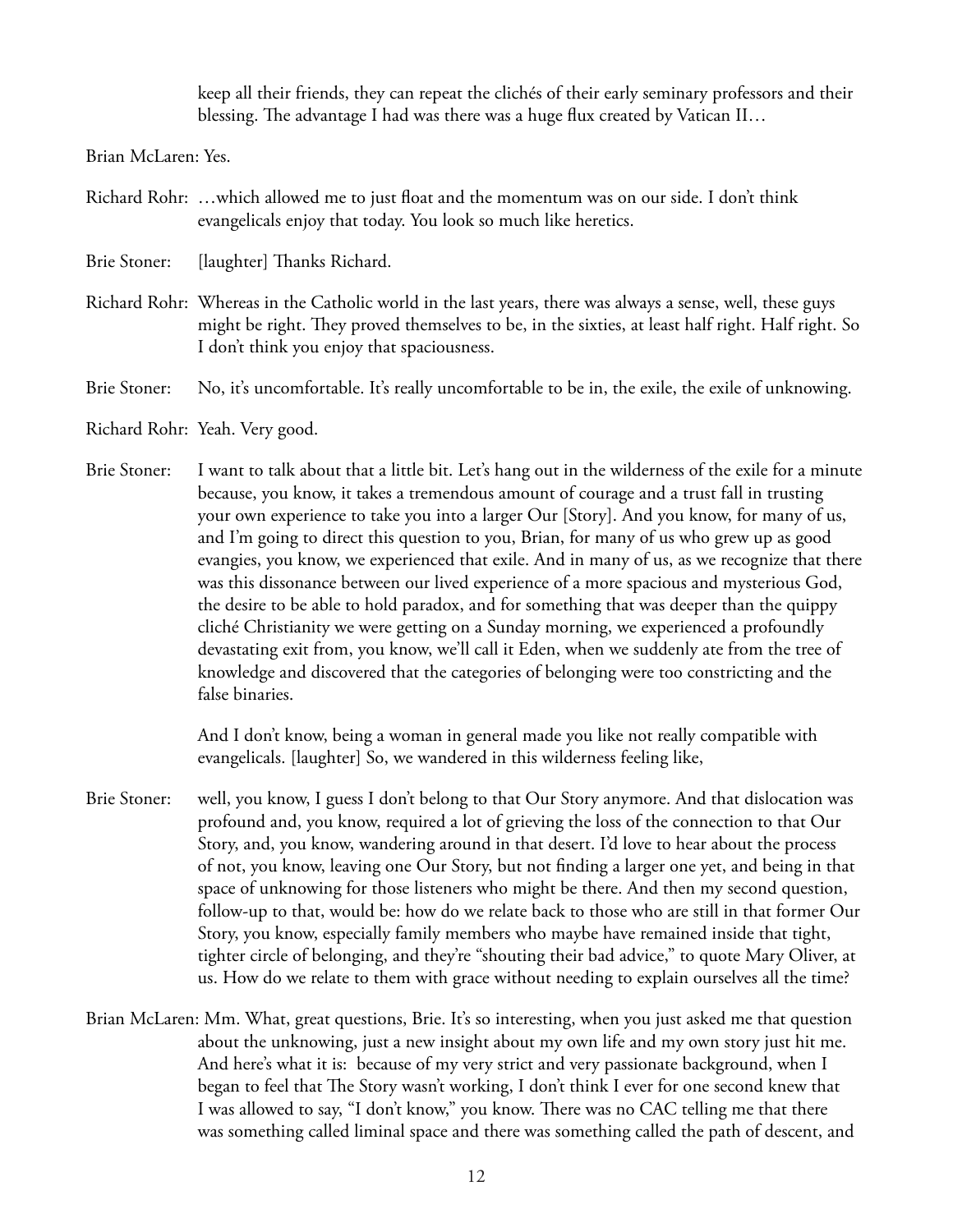keep all their friends, they can repeat the clichés of their early seminary professors and their blessing. The advantage I had was there was a huge flux created by Vatican II…

Brian McLaren: Yes.

Richard Rohr: …which allowed me to just float and the momentum was on our side. I don't think evangelicals enjoy that today. You look so much like heretics.

Brie Stoner: [laughter] Thanks Richard.

Richard Rohr: Whereas in the Catholic world in the last years, there was always a sense, well, these guys might be right. They proved themselves to be, in the sixties, at least half right. Half right. So I don't think you enjoy that spaciousness.

Brie Stoner: No, it's uncomfortable. It's really uncomfortable to be in, the exile, the exile of unknowing.

Richard Rohr: Yeah. Very good.

Brie Stoner: I want to talk about that a little bit. Let's hang out in the wilderness of the exile for a minute because, you know, it takes a tremendous amount of courage and a trust fall in trusting your own experience to take you into a larger Our [Story]. And you know, for many of us, and I'm going to direct this question to you, Brian, for many of us who grew up as good evangies, you know, we experienced that exile. And in many of us, as we recognize that there was this dissonance between our lived experience of a more spacious and mysterious God, the desire to be able to hold paradox, and for something that was deeper than the quippy cliché Christianity we were getting on a Sunday morning, we experienced a profoundly devastating exit from, you know, we'll call it Eden, when we suddenly ate from the tree of knowledge and discovered that the categories of belonging were too constricting and the false binaries.

And I don't know, being a woman in general made you like not really compatible with evangelicals. [laughter] So, we wandered in this wilderness feeling like,

Brie Stoner: well, you know, I guess I don't belong to that Our Story anymore. And that dislocation was profound and, you know, required a lot of grieving the loss of the connection to that Our Story, and, you know, wandering around in that desert. I'd love to hear about the process of not, you know, leaving one Our Story, but not finding a larger one yet, and being in that space of unknowing for those listeners who might be there. And then my second question, follow-up to that, would be: how do we relate back to those who are still in that former Our Story, you know, especially family members who maybe have remained inside that tight, tighter circle of belonging, and they're "shouting their bad advice," to quote Mary Oliver, at us. How do we relate to them with grace without needing to explain ourselves all the time?

Brian McLaren: Mm. What, great questions, Brie. It's so interesting, when you just asked me that question about the unknowing, just a new insight about my own life and my own story just hit me. And here's what it is: because of my very strict and very passionate background, when I began to feel that The Story wasn't working, I don't think I ever for one second knew that I was allowed to say, "I don't know," you know. There was no CAC telling me that there was something called liminal space and there was something called the path of descent, and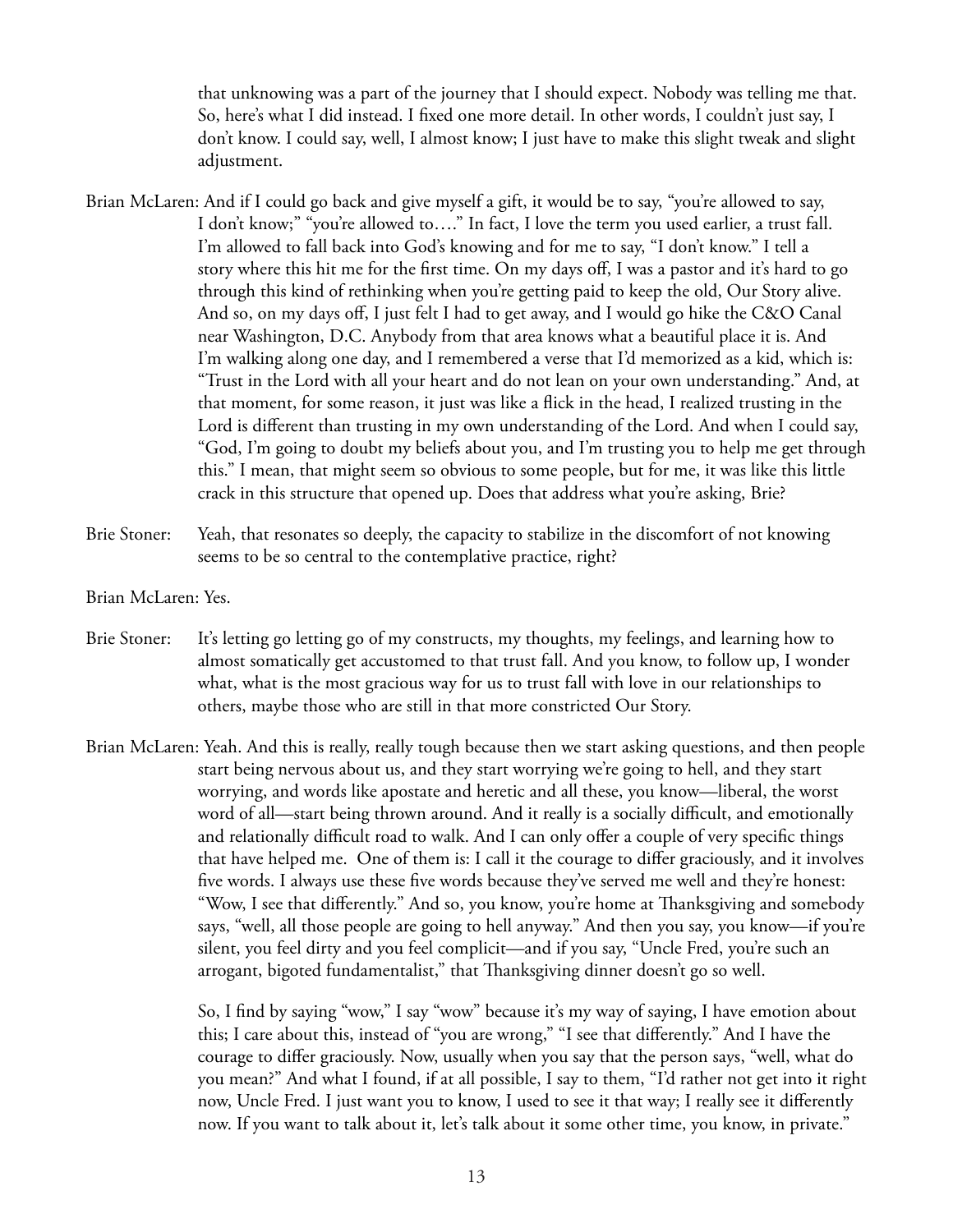that unknowing was a part of the journey that I should expect. Nobody was telling me that. So, here's what I did instead. I fixed one more detail. In other words, I couldn't just say, I don't know. I could say, well, I almost know; I just have to make this slight tweak and slight adjustment.

Brian McLaren: And if I could go back and give myself a gift, it would be to say, "you're allowed to say, I don't know;" "you're allowed to…." In fact, I love the term you used earlier, a trust fall. I'm allowed to fall back into God's knowing and for me to say, "I don't know." I tell a story where this hit me for the first time. On my days off, I was a pastor and it's hard to go through this kind of rethinking when you're getting paid to keep the old, Our Story alive. And so, on my days off, I just felt I had to get away, and I would go hike the C&O Canal near Washington, D.C. Anybody from that area knows what a beautiful place it is. And I'm walking along one day, and I remembered a verse that I'd memorized as a kid, which is: "Trust in the Lord with all your heart and do not lean on your own understanding." And, at that moment, for some reason, it just was like a flick in the head, I realized trusting in the Lord is different than trusting in my own understanding of the Lord. And when I could say, "God, I'm going to doubt my beliefs about you, and I'm trusting you to help me get through this." I mean, that might seem so obvious to some people, but for me, it was like this little crack in this structure that opened up. Does that address what you're asking, Brie?

Brie Stoner: Yeah, that resonates so deeply, the capacity to stabilize in the discomfort of not knowing seems to be so central to the contemplative practice, right?

Brian McLaren: Yes.

Brie Stoner: It's letting go letting go of my constructs, my thoughts, my feelings, and learning how to almost somatically get accustomed to that trust fall. And you know, to follow up, I wonder what, what is the most gracious way for us to trust fall with love in our relationships to others, maybe those who are still in that more constricted Our Story.

Brian McLaren: Yeah. And this is really, really tough because then we start asking questions, and then people start being nervous about us, and they start worrying we're going to hell, and they start worrying, and words like apostate and heretic and all these, you know—liberal, the worst word of all—start being thrown around. And it really is a socially difficult, and emotionally and relationally difficult road to walk. And I can only offer a couple of very specific things that have helped me. One of them is: I call it the courage to differ graciously, and it involves five words. I always use these five words because they've served me well and they're honest: "Wow, I see that differently." And so, you know, you're home at Thanksgiving and somebody says, "well, all those people are going to hell anyway." And then you say, you know—if you're silent, you feel dirty and you feel complicit—and if you say, "Uncle Fred, you're such an arrogant, bigoted fundamentalist," that Thanksgiving dinner doesn't go so well.

So, I find by saying "wow," I say "wow" because it's my way of saying, I have emotion about this; I care about this, instead of "you are wrong," "I see that differently." And I have the courage to differ graciously. Now, usually when you say that the person says, "well, what do you mean?" And what I found, if at all possible, I say to them, "I'd rather not get into it right now, Uncle Fred. I just want you to know, I used to see it that way; I really see it differently now. If you want to talk about it, let's talk about it some other time, you know, in private."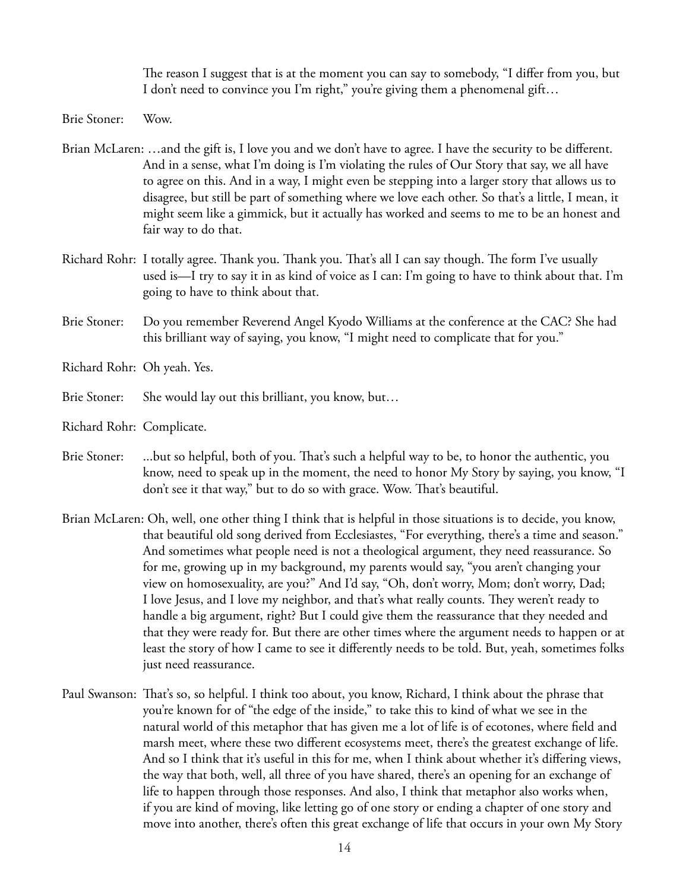The reason I suggest that is at the moment you can say to somebody, "I differ from you, but I don't need to convince you I'm right," you're giving them a phenomenal gift…

Brie Stoner: Wow.

Brian McLaren: …and the gift is, I love you and we don't have to agree. I have the security to be different. And in a sense, what I'm doing is I'm violating the rules of Our Story that say, we all have to agree on this. And in a way, I might even be stepping into a larger story that allows us to disagree, but still be part of something where we love each other. So that's a little, I mean, it might seem like a gimmick, but it actually has worked and seems to me to be an honest and fair way to do that.

Richard Rohr: I totally agree. Thank you. Thank you. That's all I can say though. The form I've usually used is—I try to say it in as kind of voice as I can: I'm going to have to think about that. I'm going to have to think about that.

Brie Stoner: Do you remember Reverend Angel Kyodo Williams at the conference at the CAC? She had this brilliant way of saying, you know, "I might need to complicate that for you."

Richard Rohr: Oh yeah. Yes.

Brie Stoner: She would lay out this brilliant, you know, but…

Richard Rohr: Complicate.

Brie Stoner: ...but so helpful, both of you. That's such a helpful way to be, to honor the authentic, you know, need to speak up in the moment, the need to honor My Story by saying, you know, "I don't see it that way," but to do so with grace. Wow. That's beautiful.

Brian McLaren: Oh, well, one other thing I think that is helpful in those situations is to decide, you know, that beautiful old song derived from Ecclesiastes, "For everything, there's a time and season." And sometimes what people need is not a theological argument, they need reassurance. So for me, growing up in my background, my parents would say, "you aren't changing your view on homosexuality, are you?" And I'd say, "Oh, don't worry, Mom; don't worry, Dad; I love Jesus, and I love my neighbor, and that's what really counts. They weren't ready to handle a big argument, right? But I could give them the reassurance that they needed and that they were ready for. But there are other times where the argument needs to happen or at least the story of how I came to see it differently needs to be told. But, yeah, sometimes folks just need reassurance.

Paul Swanson: That's so, so helpful. I think too about, you know, Richard, I think about the phrase that you're known for of "the edge of the inside," to take this to kind of what we see in the natural world of this metaphor that has given me a lot of life is of ecotones, where field and marsh meet, where these two different ecosystems meet, there's the greatest exchange of life. And so I think that it's useful in this for me, when I think about whether it's differing views, the way that both, well, all three of you have shared, there's an opening for an exchange of life to happen through those responses. And also, I think that metaphor also works when, if you are kind of moving, like letting go of one story or ending a chapter of one story and move into another, there's often this great exchange of life that occurs in your own My Story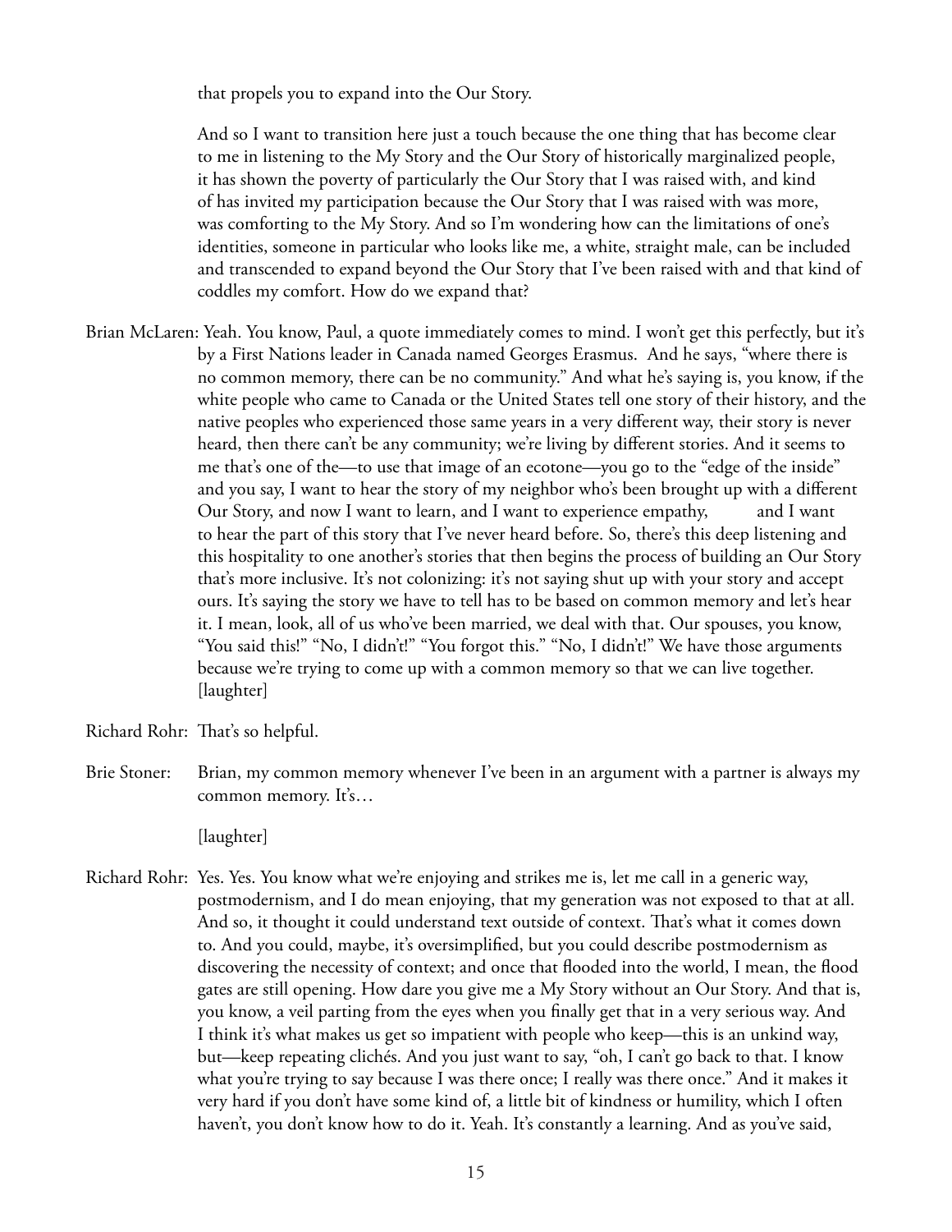that propels you to expand into the Our Story.

And so I want to transition here just a touch because the one thing that has become clear to me in listening to the My Story and the Our Story of historically marginalized people, it has shown the poverty of particularly the Our Story that I was raised with, and kind of has invited my participation because the Our Story that I was raised with was more, was comforting to the My Story. And so I'm wondering how can the limitations of one's identities, someone in particular who looks like me, a white, straight male, can be included and transcended to expand beyond the Our Story that I've been raised with and that kind of coddles my comfort. How do we expand that?

Brian McLaren: Yeah. You know, Paul, a quote immediately comes to mind. I won't get this perfectly, but it's by a First Nations leader in Canada named Georges Erasmus. And he says, "where there is no common memory, there can be no community." And what he's saying is, you know, if the white people who came to Canada or the United States tell one story of their history, and the native peoples who experienced those same years in a very different way, their story is never heard, then there can't be any community; we're living by different stories. And it seems to me that's one of the—to use that image of an ecotone—you go to the "edge of the inside" and you say, I want to hear the story of my neighbor who's been brought up with a different Our Story, and now I want to learn, and I want to experience empathy, and I want to hear the part of this story that I've never heard before. So, there's this deep listening and this hospitality to one another's stories that then begins the process of building an Our Story that's more inclusive. It's not colonizing: it's not saying shut up with your story and accept ours. It's saying the story we have to tell has to be based on common memory and let's hear it. I mean, look, all of us who've been married, we deal with that. Our spouses, you know, "You said this!" "No, I didn't!" "You forgot this." "No, I didn't!" We have those arguments because we're trying to come up with a common memory so that we can live together. [laughter]

Richard Rohr: That's so helpful.

Brie Stoner: Brian, my common memory whenever I've been in an argument with a partner is always my common memory. It's…

[laughter]

Richard Rohr: Yes. Yes. You know what we're enjoying and strikes me is, let me call in a generic way, postmodernism, and I do mean enjoying, that my generation was not exposed to that at all. And so, it thought it could understand text outside of context. That's what it comes down to. And you could, maybe, it's oversimplified, but you could describe postmodernism as discovering the necessity of context; and once that flooded into the world, I mean, the flood gates are still opening. How dare you give me a My Story without an Our Story. And that is, you know, a veil parting from the eyes when you finally get that in a very serious way. And I think it's what makes us get so impatient with people who keep—this is an unkind way, but—keep repeating clichés. And you just want to say, "oh, I can't go back to that. I know what you're trying to say because I was there once; I really was there once." And it makes it very hard if you don't have some kind of, a little bit of kindness or humility, which I often haven't, you don't know how to do it. Yeah. It's constantly a learning. And as you've said,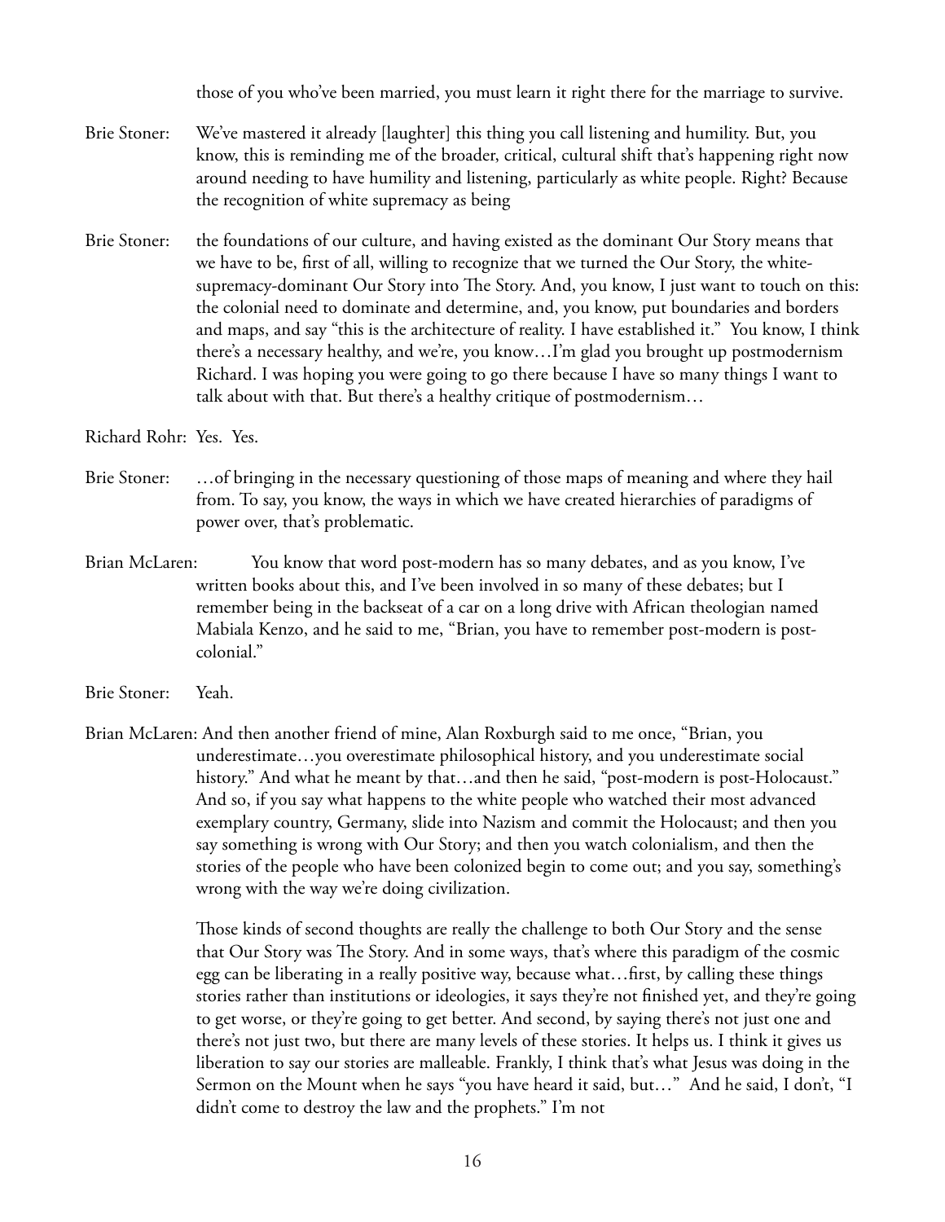those of you who've been married, you must learn it right there for the marriage to survive.

Brie Stoner: We've mastered it already [laughter] this thing you call listening and humility. But, you know, this is reminding me of the broader, critical, cultural shift that's happening right now around needing to have humility and listening, particularly as white people. Right? Because the recognition of white supremacy as being

Brie Stoner: the foundations of our culture, and having existed as the dominant Our Story means that we have to be, first of all, willing to recognize that we turned the Our Story, the white-supremacy-dominant Our Story into The Story. And, you know, I just want to touch on this: the colonial need to dominate and determine, and, you know, put boundaries and borders and maps, and say "this is the architecture of reality. I have established it." You know, I think there's a necessary healthy, and we're, you know…I'm glad you brought up postmodernism Richard. I was hoping you were going to go there because I have so many things I want to talk about with that. But there's a healthy critique of postmodernism…

Richard Rohr: Yes. Yes.

Brie Stoner: …of bringing in the necessary questioning of those maps of meaning and where they hail from. To say, you know, the ways in which we have created hierarchies of paradigms of power over, that's problematic.

Brian McLaren: You know that word post-modern has so many debates, and as you know, I've written books about this, and I've been involved in so many of these debates; but I remember being in the backseat of a car on a long drive with African theologian named Mabiala Kenzo, and he said to me, "Brian, you have to remember post-modern is post-colonial."

Brie Stoner: Yeah.

Brian McLaren: And then another friend of mine, Alan Roxburgh said to me once, "Brian, you underestimate…you overestimate philosophical history, and you underestimate social history." And what he meant by that…and then he said, "post-modern is post-Holocaust." And so, if you say what happens to the white people who watched their most advanced exemplary country, Germany, slide into Nazism and commit the Holocaust; and then you say something is wrong with Our Story; and then you watch colonialism, and then the stories of the people who have been colonized begin to come out; and you say, something's wrong with the way we're doing civilization.

Those kinds of second thoughts are really the challenge to both Our Story and the sense that Our Story was The Story. And in some ways, that's where this paradigm of the cosmic egg can be liberating in a really positive way, because what…first, by calling these things stories rather than institutions or ideologies, it says they're not finished yet, and they're going to get worse, or they're going to get better. And second, by saying there's not just one and there's not just two, but there are many levels of these stories. It helps us. I think it gives us liberation to say our stories are malleable. Frankly, I think that's what Jesus was doing in the Sermon on the Mount when he says "you have heard it said, but…" And he said, I don't, "I didn't come to destroy the law and the prophets." I'm not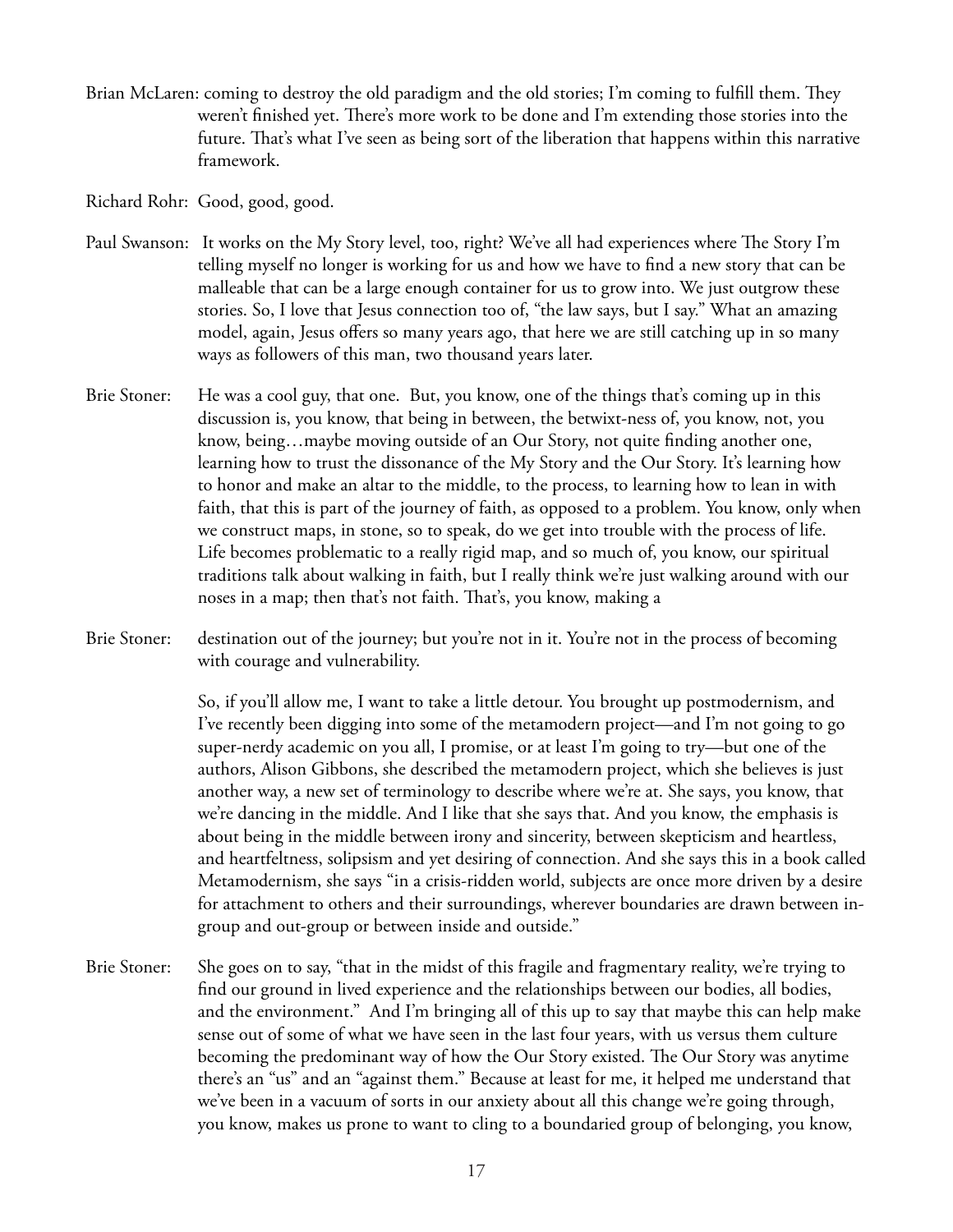Brian McLaren: coming to destroy the old paradigm and the old stories; I'm coming to fulfill them. They weren't finished yet. There's more work to be done and I'm extending those stories into the future. That's what I've seen as being sort of the liberation that happens within this narrative framework.

Richard Rohr: Good, good, good.

Paul Swanson: It works on the My Story level, too, right? We've all had experiences where The Story I'm telling myself no longer is working for us and how we have to find a new story that can be malleable that can be a large enough container for us to grow into. We just outgrow these stories. So, I love that Jesus connection too of, "the law says, but I say." What an amazing model, again, Jesus offers so many years ago, that here we are still catching up in so many ways as followers of this man, two thousand years later.

Brie Stoner: He was a cool guy, that one. But, you know, one of the things that's coming up in this discussion is, you know, that being in between, the betwixt-ness of, you know, not, you know, being…maybe moving outside of an Our Story, not quite finding another one, learning how to trust the dissonance of the My Story and the Our Story. It's learning how to honor and make an altar to the middle, to the process, to learning how to lean in with faith, that this is part of the journey of faith, as opposed to a problem. You know, only when we construct maps, in stone, so to speak, do we get into trouble with the process of life. Life becomes problematic to a really rigid map, and so much of, you know, our spiritual traditions talk about walking in faith, but I really think we're just walking around with our noses in a map; then that's not faith. That's, you know, making a

Brie Stoner: destination out of the journey; but you're not in it. You're not in the process of becoming with courage and vulnerability.

So, if you'll allow me, I want to take a little detour. You brought up postmodernism, and I've recently been digging into some of the metamodern project—and I'm not going to go super-nerdy academic on you all, I promise, or at least I'm going to try—but one of the authors, Alison Gibbons, she described the metamodern project, which she believes is just another way, a new set of terminology to describe where we're at. She says, you know, that we're dancing in the middle. And I like that she says that. And you know, the emphasis is about being in the middle between irony and sincerity, between skepticism and heartless, and heartfeltness, solipsism and yet desiring of connection. And she says this in a book called Metamodernism, she says "in a crisis-ridden world, subjects are once more driven by a desire for attachment to others and their surroundings, wherever boundaries are drawn between in-group and out-group or between inside and outside."

Brie Stoner: She goes on to say, "that in the midst of this fragile and fragmentary reality, we're trying to find our ground in lived experience and the relationships between our bodies, all bodies, and the environment." And I'm bringing all of this up to say that maybe this can help make sense out of some of what we have seen in the last four years, with us versus them culture becoming the predominant way of how the Our Story existed. The Our Story was anytime there's an "us" and an "against them." Because at least for me, it helped me understand that we've been in a vacuum of sorts in our anxiety about all this change we're going through, you know, makes us prone to want to cling to a boundaried group of belonging, you know,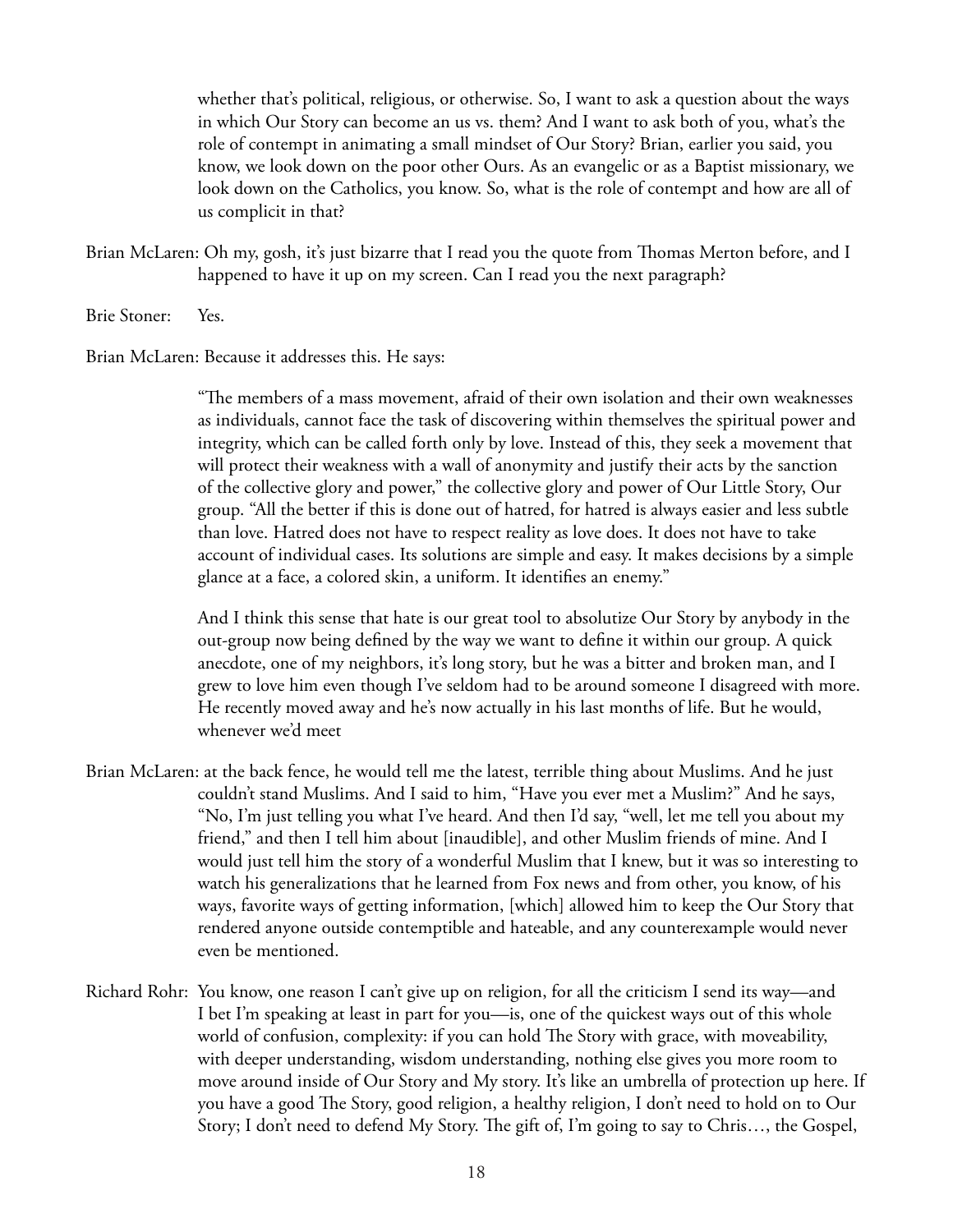whether that's political, religious, or otherwise. So, I want to ask a question about the ways in which Our Story can become an us vs. them? And I want to ask both of you, what's the role of contempt in animating a small mindset of Our Story? Brian, earlier you said, you know, we look down on the poor other Ours. As an evangelic or as a Baptist missionary, we look down on the Catholics, you know. So, what is the role of contempt and how are all of us complicit in that?

Brian McLaren: Oh my, gosh, it's just bizarre that I read you the quote from Thomas Merton before, and I happened to have it up on my screen. Can I read you the next paragraph?

Brie Stoner: Yes.

Brian McLaren: Because it addresses this. He says:

> "The members of a mass movement, afraid of their own isolation and their own weaknesses as individuals, cannot face the task of discovering within themselves the spiritual power and integrity, which can be called forth only by love. Instead of this, they seek a movement that will protect their weakness with a wall of anonymity and justify their acts by the sanction of the collective glory and power," the collective glory and power of Our Little Story, Our group. "All the better if this is done out of hatred, for hatred is always easier and less subtle than love. Hatred does not have to respect reality as love does. It does not have to take account of individual cases. Its solutions are simple and easy. It makes decisions by a simple glance at a face, a colored skin, a uniform. It identifies an enemy."

And I think this sense that hate is our great tool to absolutize Our Story by anybody in the out-group now being defined by the way we want to define it within our group. A quick anecdote, one of my neighbors, it's long story, but he was a bitter and broken man, and I grew to love him even though I've seldom had to be around someone I disagreed with more. He recently moved away and he's now actually in his last months of life. But he would, whenever we'd meet

Brian McLaren: at the back fence, he would tell me the latest, terrible thing about Muslims. And he just couldn't stand Muslims. And I said to him, "Have you ever met a Muslim?" And he says, "No, I'm just telling you what I've heard. And then I'd say, "well, let me tell you about my friend," and then I tell him about [inaudible], and other Muslim friends of mine. And I would just tell him the story of a wonderful Muslim that I knew, but it was so interesting to watch his generalizations that he learned from Fox news and from other, you know, of his ways, favorite ways of getting information, [which] allowed him to keep the Our Story that rendered anyone outside contemptible and hateable, and any counterexample would never even be mentioned.

Richard Rohr: You know, one reason I can't give up on religion, for all the criticism I send its way—and I bet I'm speaking at least in part for you—is, one of the quickest ways out of this whole world of confusion, complexity: if you can hold The Story with grace, with moveability, with deeper understanding, wisdom understanding, nothing else gives you more room to move around inside of Our Story and My story. It's like an umbrella of protection up here. If you have a good The Story, good religion, a healthy religion, I don't need to hold on to Our Story; I don't need to defend My Story. The gift of, I'm going to say to Chris…, the Gospel,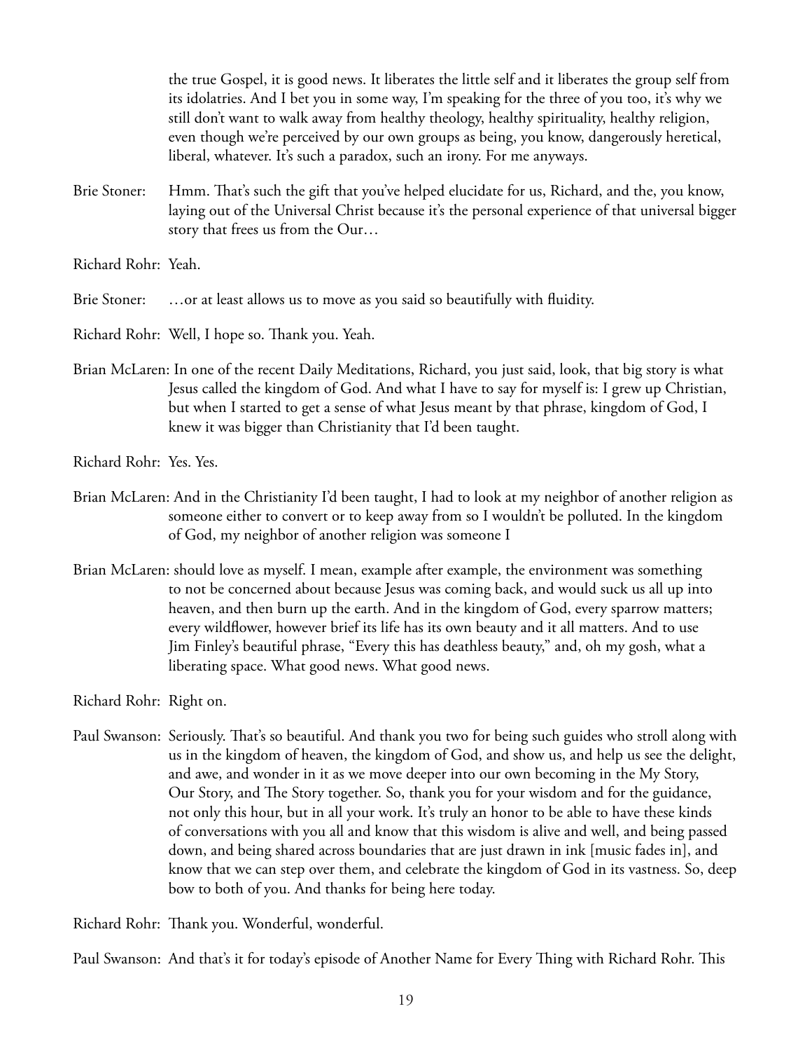the true Gospel, it is good news. It liberates the little self and it liberates the group self from its idolatries. And I bet you in some way, I'm speaking for the three of you too, it's why we still don't want to walk away from healthy theology, healthy spirituality, healthy religion, even though we're perceived by our own groups as being, you know, dangerously heretical, liberal, whatever. It's such a paradox, such an irony. For me anyways.

Brie Stoner: Hmm. That's such the gift that you've helped elucidate for us, Richard, and the, you know, laying out of the Universal Christ because it's the personal experience of that universal bigger story that frees us from the Our…

Richard Rohr: Yeah.

Brie Stoner: …or at least allows us to move as you said so beautifully with fluidity.

Richard Rohr: Well, I hope so. Thank you. Yeah.

Brian McLaren: In one of the recent Daily Meditations, Richard, you just said, look, that big story is what Jesus called the kingdom of God. And what I have to say for myself is: I grew up Christian, but when I started to get a sense of what Jesus meant by that phrase, kingdom of God, I knew it was bigger than Christianity that I'd been taught.

Richard Rohr: Yes. Yes.

Brian McLaren: And in the Christianity I'd been taught, I had to look at my neighbor of another religion as someone either to convert or to keep away from so I wouldn't be polluted. In the kingdom of God, my neighbor of another religion was someone I

Brian McLaren: should love as myself. I mean, example after example, the environment was something to not be concerned about because Jesus was coming back, and would suck us all up into heaven, and then burn up the earth. And in the kingdom of God, every sparrow matters; every wildflower, however brief its life has its own beauty and it all matters. And to use Jim Finley's beautiful phrase, "Every this has deathless beauty," and, oh my gosh, what a liberating space. What good news. What good news.

Richard Rohr: Right on.

Paul Swanson: Seriously. That's so beautiful. And thank you two for being such guides who stroll along with us in the kingdom of heaven, the kingdom of God, and show us, and help us see the delight, and awe, and wonder in it as we move deeper into our own becoming in the My Story, Our Story, and The Story together. So, thank you for your wisdom and for the guidance, not only this hour, but in all your work. It's truly an honor to be able to have these kinds of conversations with you all and know that this wisdom is alive and well, and being passed down, and being shared across boundaries that are just drawn in ink [music fades in], and know that we can step over them, and celebrate the kingdom of God in its vastness. So, deep bow to both of you. And thanks for being here today.

Richard Rohr: Thank you. Wonderful, wonderful.

Paul Swanson: And that's it for today's episode of Another Name for Every Thing with Richard Rohr. This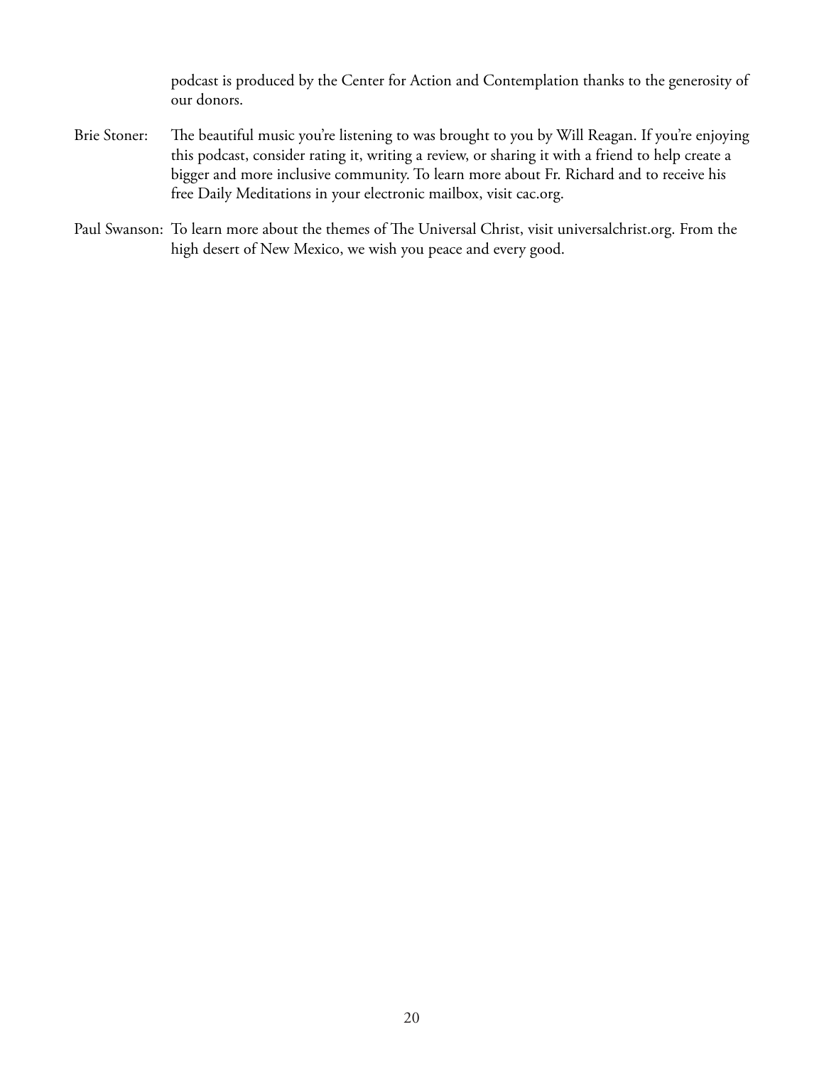podcast is produced by the Center for Action and Contemplation thanks to the generosity of our donors.

Brie Stoner: The beautiful music you're listening to was brought to you by Will Reagan. If you're enjoying this podcast, consider rating it, writing a review, or sharing it with a friend to help create a bigger and more inclusive community. To learn more about Fr. Richard and to receive his free Daily Meditations in your electronic mailbox, visit cac.org.

Paul Swanson: To learn more about the themes of The Universal Christ, visit universalchrist.org. From the high desert of New Mexico, we wish you peace and every good.